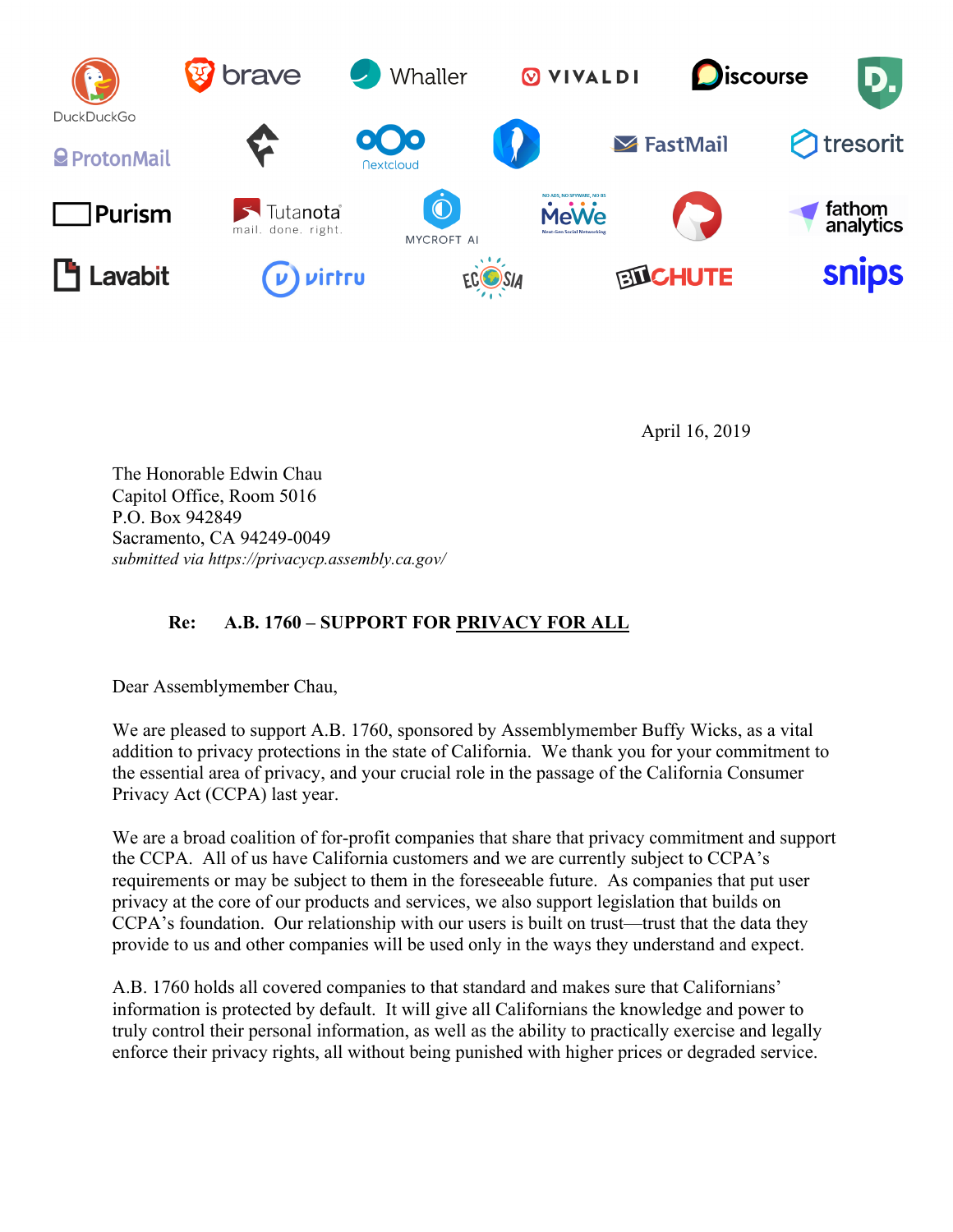April 16, 2019

The Honorable Edwin Chau
Capitol Office, Room 5016
P.O. Box 942849
Sacramento, CA 94249-0049
*submitted via https://privacycp.assembly.ca.gov/*

**Re: A.B. 1760 – SUPPORT FOR PRIVACY FOR ALL**

Dear Assemblymember Chau,

We are pleased to support A.B. 1760, sponsored by Assemblymember Buffy Wicks, as a vital addition to privacy protections in the state of California. We thank you for your commitment to the essential area of privacy, and your crucial role in the passage of the California Consumer Privacy Act (CCPA) last year.

We are a broad coalition of for-profit companies that share that privacy commitment and support the CCPA. All of us have California customers and we are currently subject to CCPA's requirements or may be subject to them in the foreseeable future. As companies that put user privacy at the core of our products and services, we also support legislation that builds on CCPA's foundation. Our relationship with our users is built on trust—trust that the data they provide to us and other companies will be used only in the ways they understand and expect.

A.B. 1760 holds all covered companies to that standard and makes sure that Californians' information is protected by default. It will give all Californians the knowledge and power to truly control their personal information, as well as the ability to practically exercise and legally enforce their privacy rights, all without being punished with higher prices or degraded service.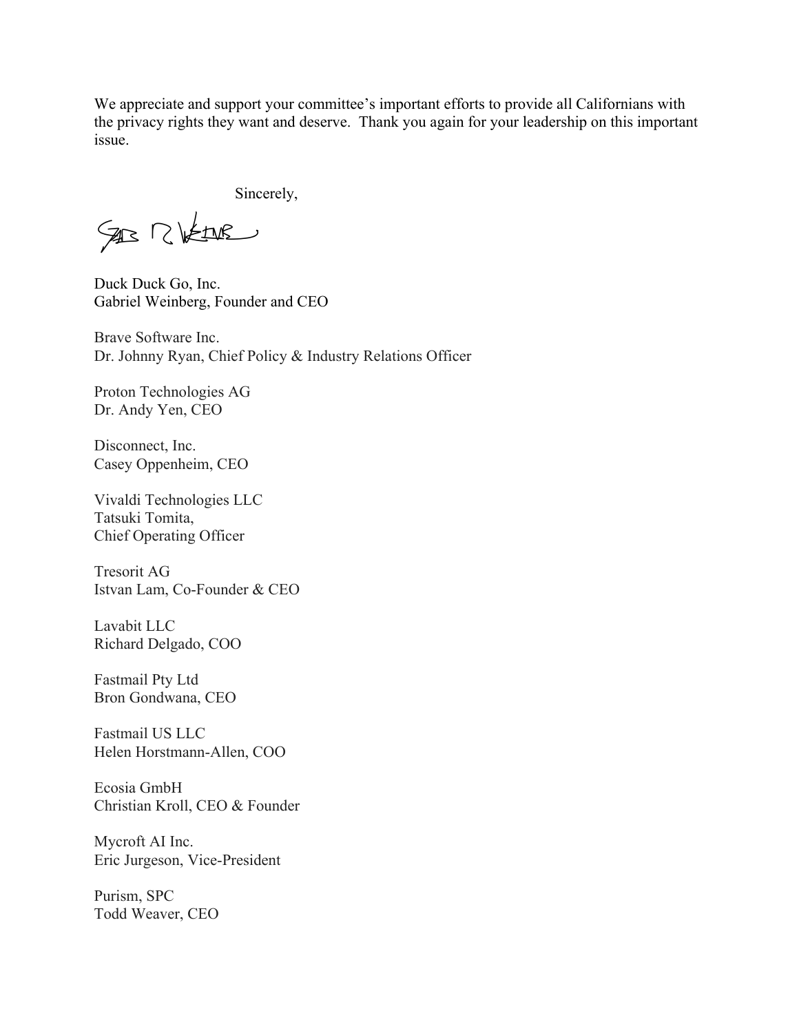We appreciate and support your committee's important efforts to provide all Californians with the privacy rights they want and deserve. Thank you again for your leadership on this important issue.

Sincerely,

Duck Duck Go, Inc.
Gabriel Weinberg, Founder and CEO

Brave Software Inc.
Dr. Johnny Ryan, Chief Policy & Industry Relations Officer

Proton Technologies AG
Dr. Andy Yen, CEO

Disconnect, Inc.
Casey Oppenheim, CEO

Vivaldi Technologies LLC
Tatsuki Tomita,
Chief Operating Officer

Tresorit AG
Istvan Lam, Co-Founder & CEO

Lavabit LLC
Richard Delgado, COO

Fastmail Pty Ltd
Bron Gondwana, CEO

Fastmail US LLC
Helen Horstmann-Allen, COO

Ecosia GmbH
Christian Kroll, CEO & Founder

Mycroft AI Inc.
Eric Jurgeson, Vice-President

Purism, SPC
Todd Weaver, CEO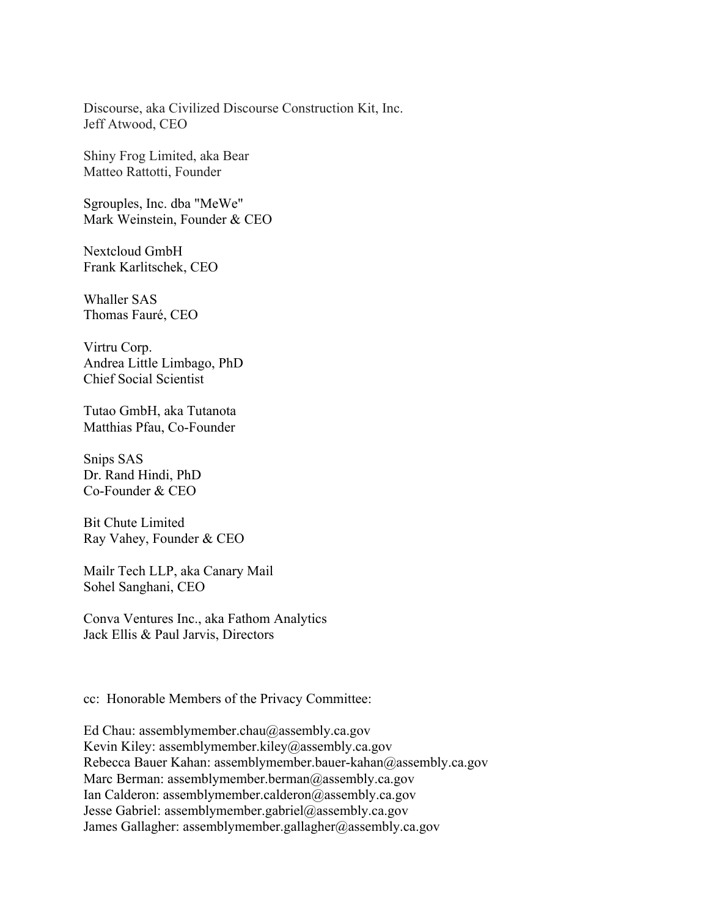Discourse, aka Civilized Discourse Construction Kit, Inc.
Jeff Atwood, CEO

Shiny Frog Limited, aka Bear
Matteo Rattotti, Founder

Sgrouples, Inc. dba "MeWe"
Mark Weinstein, Founder & CEO

Nextcloud GmbH
Frank Karlitschek, CEO

Whaller SAS
Thomas Fauré, CEO

Virtru Corp.
Andrea Little Limbago, PhD
Chief Social Scientist

Tutao GmbH, aka Tutanota
Matthias Pfau, Co-Founder

Snips SAS
Dr. Rand Hindi, PhD
Co-Founder & CEO

Bit Chute Limited
Ray Vahey, Founder & CEO

Mailr Tech LLP, aka Canary Mail
Sohel Sanghani, CEO

Conva Ventures Inc., aka Fathom Analytics
Jack Ellis & Paul Jarvis, Directors

cc: Honorable Members of the Privacy Committee:

Ed Chau: assemblymember.chau@assembly.ca.gov
Kevin Kiley: assemblymember.kiley@assembly.ca.gov
Rebecca Bauer Kahan: assemblymember.bauer-kahan@assembly.ca.gov
Marc Berman: assemblymember.berman@assembly.ca.gov
Ian Calderon: assemblymember.calderon@assembly.ca.gov
Jesse Gabriel: assemblymember.gabriel@assembly.ca.gov
James Gallagher: assemblymember.gallagher@assembly.ca.gov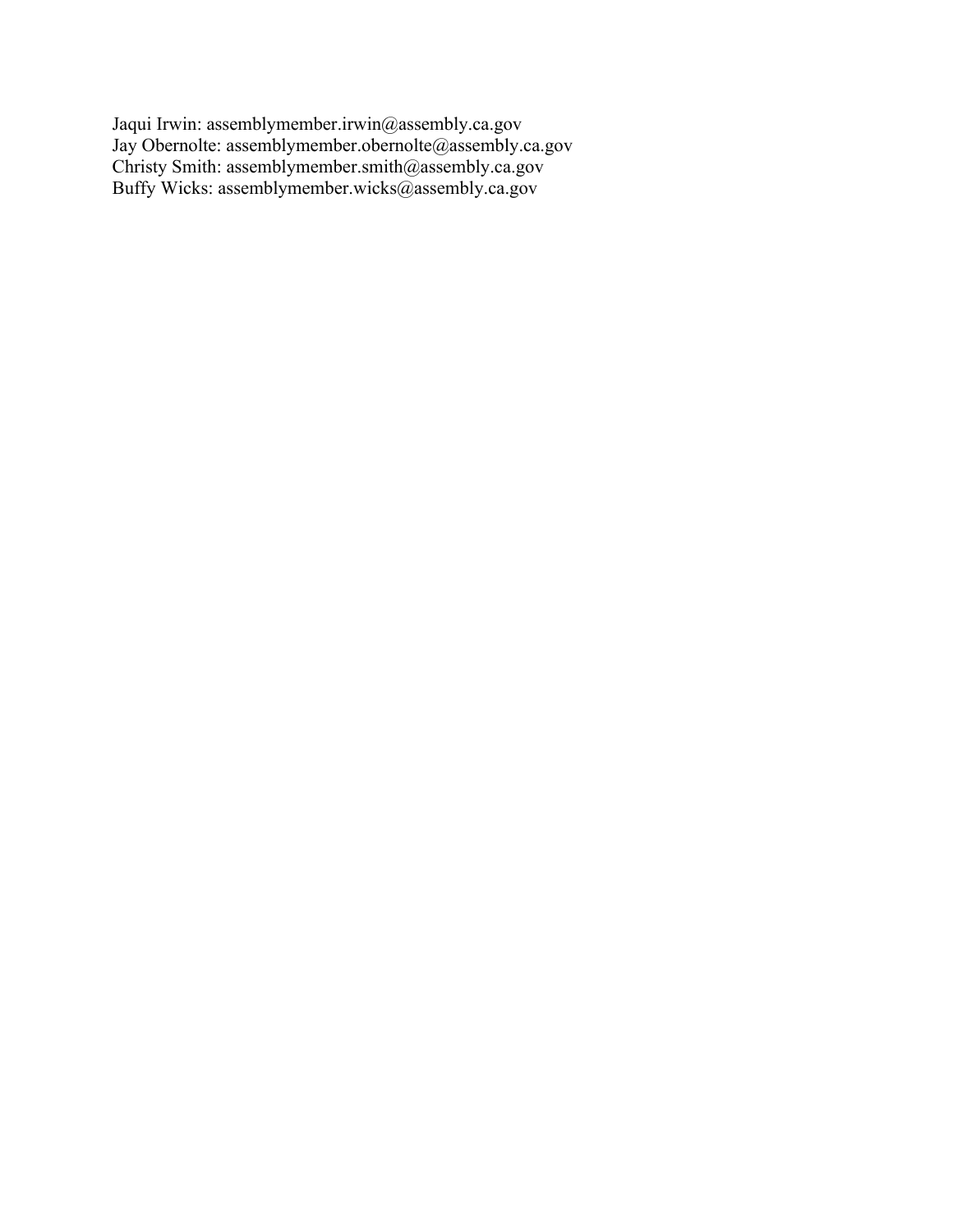Jaqui Irwin: assemblymember.irwin@assembly.ca.gov
Jay Obernolte: assemblymember.obernolte@assembly.ca.gov
Christy Smith: assemblymember.smith@assembly.ca.gov
Buffy Wicks: assemblymember.wicks@assembly.ca.gov